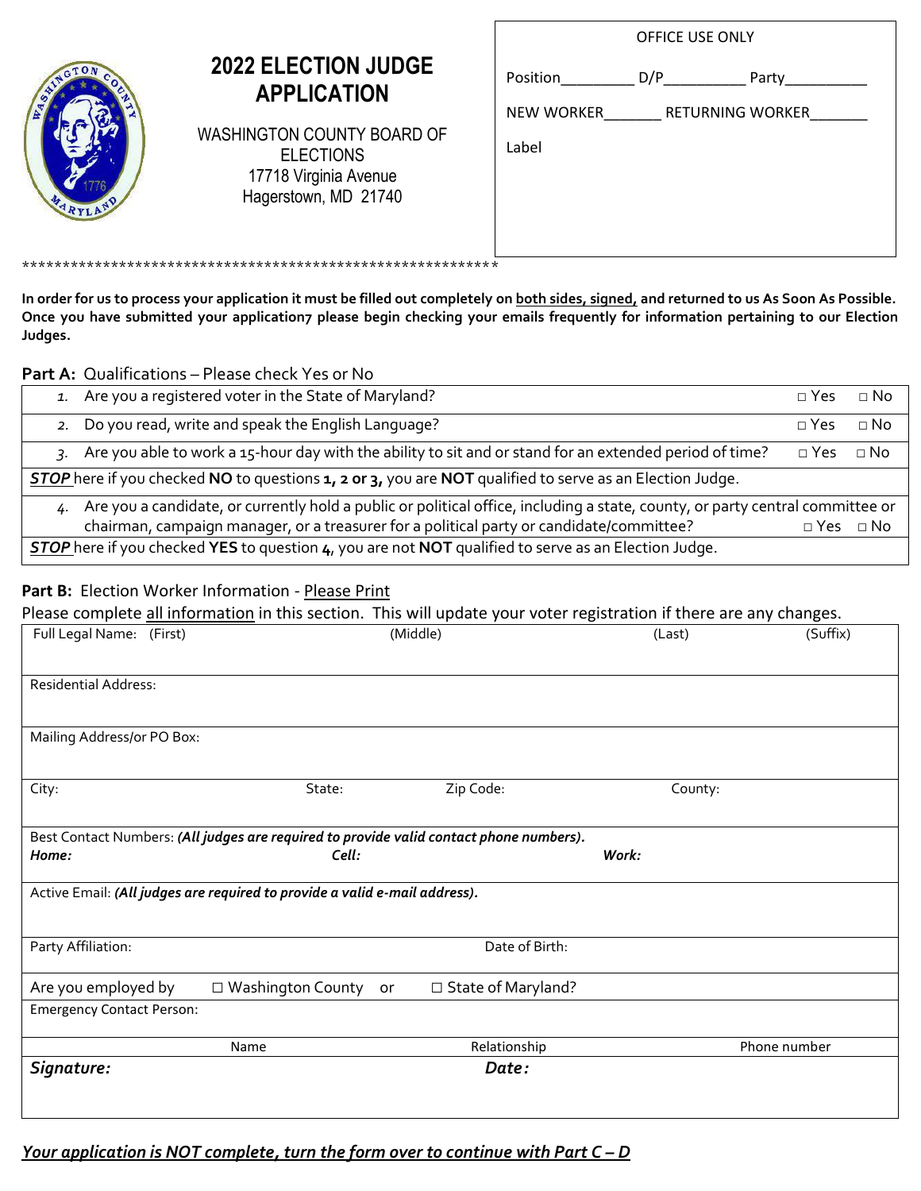# 2022 ELECTION JUDGE APPLICATION

WASHINGTON COUNTY BOARD OF ELECTIONS
17718 Virginia Avenue
Hagerstown, MD 21740

| OFFICE USE ONLY |
|---|
| Position________ D/P_________ Party_________ |
| NEW WORKER_______ RETURNING WORKER_______ |
| Label |

\*\*\*\*\*\*\*\*\*\*\*\*\*\*\*\*\*\*\*\*\*\*\*\*\*\*\*\*\*\*\*\*\*\*\*\*\*\*\*\*\*\*\*\*\*\*\*\*\*\*\*\*\*\*\*\*\*\*\*\*\*

**In order for us to process your application it must be filled out completely on both sides, signed, and returned to us As Soon As Possible. Once you have submitted your application7 please begin checking your emails frequently for information pertaining to our Election Judges.**

**Part A:** Qualifications – Please check Yes or No

| | | |
|---|---|---|
| 1. Are you a registered voter in the State of Maryland? | □ Yes | □ No |
| 2. Do you read, write and speak the English Language? | □ Yes | □ No |
| 3. Are you able to work a 15-hour day with the ability to sit and or stand for an extended period of time? | □ Yes | □ No |
| ***STOP*** here if you checked **NO** to questions **1, 2 or 3,** you are **NOT** qualified to serve as an Election Judge. | | |
| 4. Are you a candidate, or currently hold a public or political office, including a state, county, or party central committee or chairman, campaign manager, or a treasurer for a political party or candidate/committee? | □ Yes | □ No |
| ***STOP*** here if you checked **YES** to question **4**, you are not **NOT** qualified to serve as an Election Judge. | | |

**Part B:** Election Worker Information - Please Print

Please complete all information in this section. This will update your voter registration if there are any changes.

| | | | |
|---|---|---|---|
| Full Legal Name: (First) | (Middle) | (Last) | (Suffix) |
| Residential Address: | | | |
| Mailing Address/or PO Box: | | | |
| City: | State: | Zip Code: | County: |
| Best Contact Numbers: ***(All judges are required to provide valid contact phone numbers).*** ***Home:*** | ***Cell:*** | ***Work:*** | |
| Active Email: ***(All judges are required to provide a valid e-mail address).*** | | | |
| Party Affiliation: | | Date of Birth: | |
| Are you employed by ☐ Washington County or | ☐ State of Maryland? | | |
| Emergency Contact Person: | | | |
| Name | Relationship | Phone number | |
| ***Signature:*** | | ***Date:*** | |

***Your application is NOT complete, turn the form over to continue with Part C – D***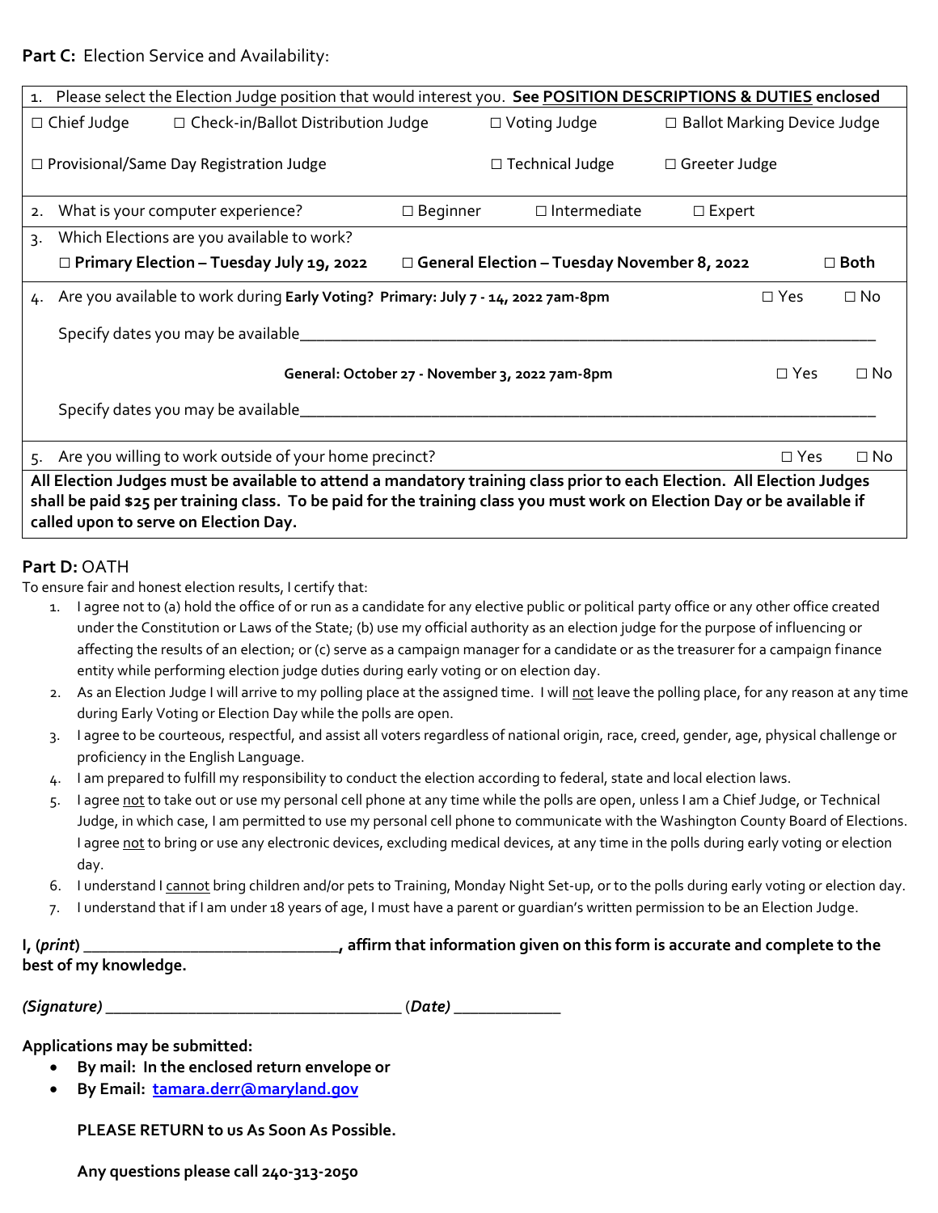**Part C:** Election Service and Availability:

| | | | |
|---|---|---|---|
| 1. Please select the Election Judge position that would interest you. **See POSITION DESCRIPTIONS & DUTIES enclosed** | | | |
| ☐ Chief Judge ☐ Check-in/Ballot Distribution Judge | ☐ Voting Judge | ☐ Ballot Marking Device Judge | |
| ☐ Provisional/Same Day Registration Judge | ☐ Technical Judge | ☐ Greeter Judge | |
| 2. What is your computer experience? | ☐ Beginner | ☐ Intermediate | ☐ Expert |
| 3. Which Elections are you available to work? **☐ Primary Election – Tuesday July 19, 2022** | **☐ General Election – Tuesday November 8, 2022** | | ☐ **Both** |
| 4. Are you available to work during **Early Voting? Primary: July 7 - 14, 2022 7am-8pm** | | ☐ Yes | ☐ No |
| Specify dates you may be available_______________ | | | |
| **General: October 27 - November 3, 2022 7am-8pm** | | ☐ Yes | ☐ No |
| Specify dates you may be available_______________ | | | |
| 5. Are you willing to work outside of your home precinct? | | ☐ Yes | ☐ No |
| **All Election Judges must be available to attend a mandatory training class prior to each Election. All Election Judges shall be paid $25 per training class. To be paid for the training class you must work on Election Day or be available if called upon to serve on Election Day.** | | | |

**Part D:** OATH

To ensure fair and honest election results, I certify that:

1. I agree not to (a) hold the office of or run as a candidate for any elective public or political party office or any other office created under the Constitution or Laws of the State; (b) use my official authority as an election judge for the purpose of influencing or affecting the results of an election; or (c) serve as a campaign manager for a candidate or as the treasurer for a campaign finance entity while performing election judge duties during early voting or on election day.
2. As an Election Judge I will arrive to my polling place at the assigned time. I will not leave the polling place, for any reason at any time during Early Voting or Election Day while the polls are open.
3. I agree to be courteous, respectful, and assist all voters regardless of national origin, race, creed, gender, age, physical challenge or proficiency in the English Language.
4. I am prepared to fulfill my responsibility to conduct the election according to federal, state and local election laws.
5. I agree not to take out or use my personal cell phone at any time while the polls are open, unless I am a Chief Judge, or Technical Judge, in which case, I am permitted to use my personal cell phone to communicate with the Washington County Board of Elections. I agree not to bring or use any electronic devices, excluding medical devices, at any time in the polls during early voting or election day.
6. I understand I cannot bring children and/or pets to Training, Monday Night Set-up, or to the polls during early voting or election day.
7. I understand that if I am under 18 years of age, I must have a parent or guardian's written permission to be an Election Judge.

**I, (*print*) _______________________________, affirm that information given on this form is accurate and complete to the best of my knowledge.**

***(Signature)*** ___________________________________ (***Date***) _____________

**Applications may be submitted:**

- **By mail: In the enclosed return envelope or**
- **By Email: tamara.derr@maryland.gov**

**PLEASE RETURN to us As Soon As Possible.**

**Any questions please call 240-313-2050**